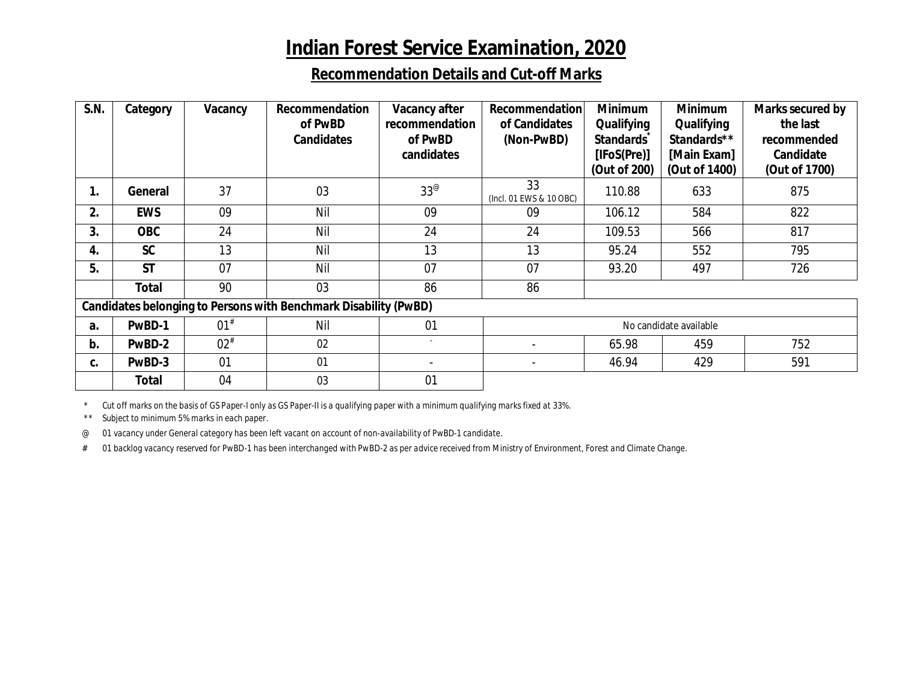# Indian Forest Service Examination, 2020

## Recommendation Details and Cut-off Marks

| S.N. | Category | Vacancy | Recommendation of PwBD Candidates | Vacancy after recommendation of PwBD candidates | Recommendation of Candidates (Non-PwBD) | Minimum Qualifying Standards* [IFoS(Pre)] (Out of 200) | Minimum Qualifying Standards** [Main Exam] (Out of 1400) | Marks secured by the last recommended Candidate (Out of 1700) |
|---|---|---|---|---|---|---|---|---|
| 1. | **General** | 37 | 03 | 33@ | 33 (Incl. 01 EWS & 10 OBC) | 110.88 | 633 | 875 |
| 2. | **EWS** | 09 | Nil | 09 | 09 | 106.12 | 584 | 822 |
| 3. | **OBC** | 24 | Nil | 24 | 24 | 109.53 | 566 | 817 |
| 4. | **SC** | 13 | Nil | 13 | 13 | 95.24 | 552 | 795 |
| 5. | **ST** | 07 | Nil | 07 | 07 | 93.20 | 497 | 726 |
| | **Total** | 90 | 03 | 86 | 86 | | | |
| **Candidates belonging to Persons with Benchmark Disability (PwBD)** | | | | | | | | |
| a. | **PwBD-1** | 01# | Nil | 01 | No candidate available | | | |
| b. | **PwBD-2** | 02# | 02 | - | - | 65.98 | 459 | 752 |
| c. | **PwBD-3** | 01 | 01 | - | - | 46.94 | 429 | 591 |
| | **Total** | 04 | 03 | 01 | | | | |

\* Cut off marks on the basis of GS Paper-I only as GS Paper-II is a qualifying paper with a minimum qualifying marks fixed at 33%.

\*\* Subject to minimum 5% marks in each paper.

@ 01 vacancy under General category has been left vacant on account of non-availability of PwBD-1 candidate.

\# 01 backlog vacancy reserved for PwBD-1 has been interchanged with PwBD-2 as per advice received from Ministry of Environment, Forest and Climate Change.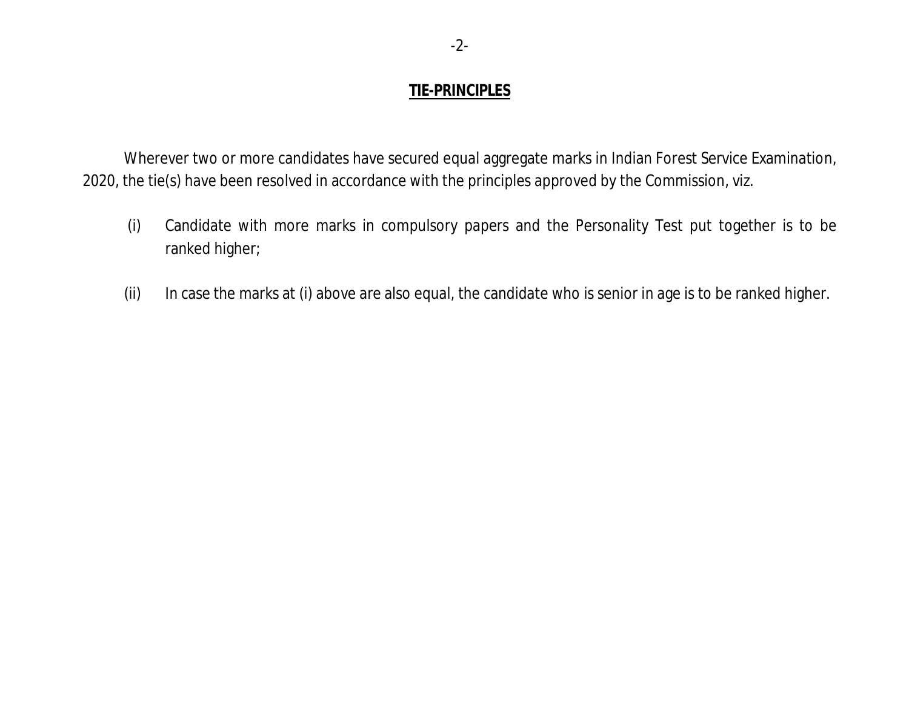## TIE-PRINCIPLES

Wherever two or more candidates have secured equal aggregate marks in Indian Forest Service Examination, 2020, the tie(s) have been resolved in accordance with the principles approved by the Commission, viz.

(i) Candidate with more marks in compulsory papers and the Personality Test put together is to be ranked higher;

(ii) In case the marks at (i) above are also equal, the candidate who is senior in age is to be ranked higher.